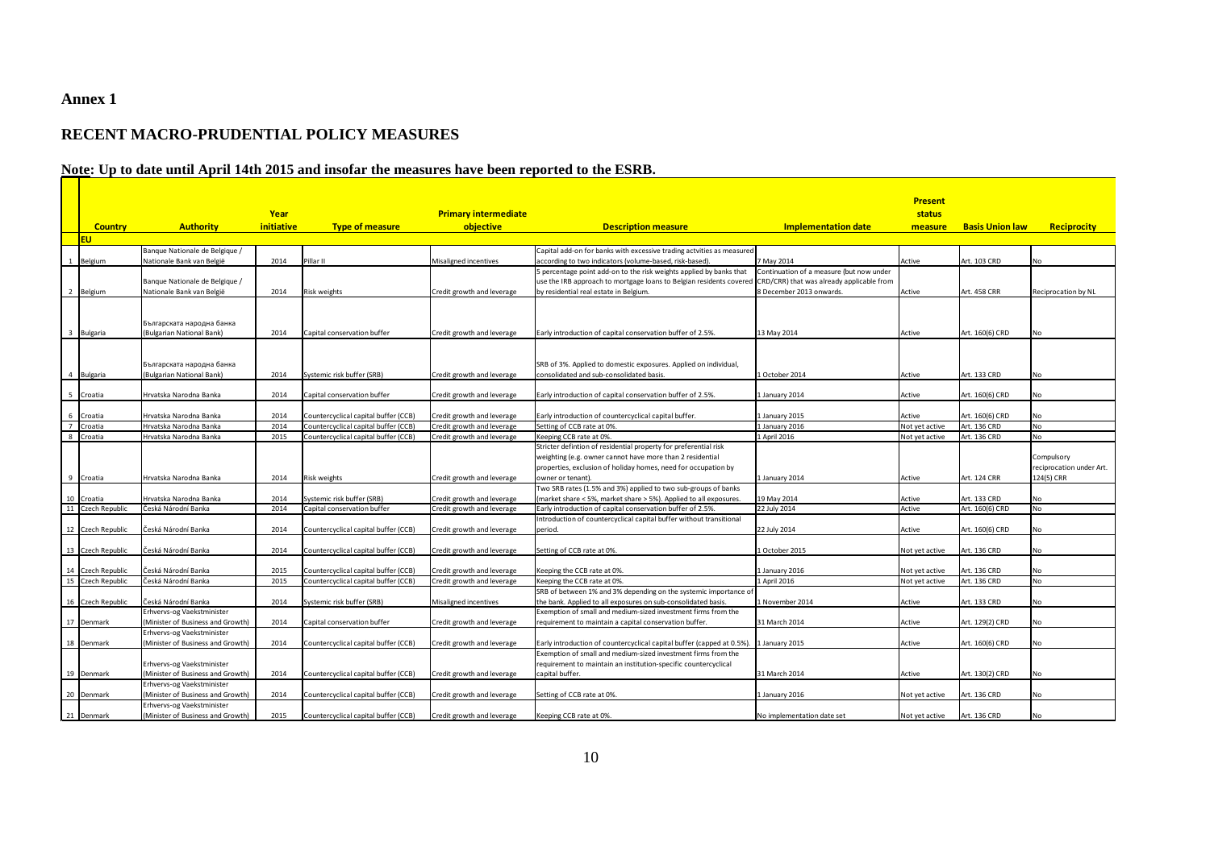# Annex 1

## RECENT MACRO-PRUDENTIAL POLICY MEASURES

### Note: Up to date until April 14th 2015 and insofar the measures have been reported to the ESRB.

| | Country | Authority | Year initiative | Type of measure | Primary intermediate objective | Description measure | Implementation date | Present status measure | Basis Union law | Reciprocity |
|---|---|---|---|---|---|---|---|---|---|---|
| | **EU** | | | | | | | | | |
| 1 | Belgium | Banque Nationale de Belgique / Nationale Bank van België | 2014 | Pillar II | Misaligned incentives | Capital add-on for banks with excessive trading actvities as measured according to two indicators (volume-based, risk-based). | 7 May 2014 | Active | Art. 103 CRD | No |
| 2 | Belgium | Banque Nationale de Belgique / Nationale Bank van België | 2014 | Risk weights | Credit growth and leverage | 5 percentage point add-on to the risk weights applied by banks that use the IRB approach to mortgage loans to Belgian residents covered by residential real estate in Belgium. | Continuation of a measure (but now under CRD/CRR) that was already applicable from 8 December 2013 onwards. | Active | Art. 458 CRR | Reciprocation by NL |
| 3 | Bulgaria | Българската народна банка (Bulgarian National Bank) | 2014 | Capital conservation buffer | Credit growth and leverage | Early introduction of capital conservation buffer of 2.5%. | 13 May 2014 | Active | Art. 160(6) CRD | No |
| 4 | Bulgaria | Българската народна банка (Bulgarian National Bank) | 2014 | Systemic risk buffer (SRB) | Credit growth and leverage | SRB of 3%. Applied to domestic exposures. Applied on individual, consolidated and sub-consolidated basis. | 1 October 2014 | Active | Art. 133 CRD | No |
| 5 | Croatia | Hrvatska Narodna Banka | 2014 | Capital conservation buffer | Credit growth and leverage | Early introduction of capital conservation buffer of 2.5%. | 1 January 2014 | Active | Art. 160(6) CRD | No |
| 6 | Croatia | Hrvatska Narodna Banka | 2014 | Countercyclical capital buffer (CCB) | Credit growth and leverage | Early introduction of countercyclical capital buffer. | 1 January 2015 | Active | Art. 160(6) CRD | No |
| 7 | Croatia | Hrvatska Narodna Banka | 2014 | Countercyclical capital buffer (CCB) | Credit growth and leverage | Setting of CCB rate at 0%. | 1 January 2016 | Not yet active | Art. 136 CRD | No |
| 8 | Croatia | Hrvatska Narodna Banka | 2015 | Countercyclical capital buffer (CCB) | Credit growth and leverage | Keeping CCB rate at 0%. | 1 April 2016 | Not yet active | Art. 136 CRD | No |
| 9 | Croatia | Hrvatska Narodna Banka | 2014 | Risk weights | Credit growth and leverage | Stricter defintion of residential property for preferential risk weighting (e.g. owner cannot have more than 2 residential properties, exclusion of holiday homes, need for occupation by owner or tenant). | 1 January 2014 | Active | Art. 124 CRR | Compulsory reciprocation under Art. 124(5) CRR |
| 10 | Croatia | Hrvatska Narodna Banka | 2014 | Systemic risk buffer (SRB) | Credit growth and leverage | Two SRB rates (1.5% and 3%) applied to two sub-groups of banks (market share < 5%, market share > 5%). Applied to all exposures. | 19 May 2014 | Active | Art. 133 CRD | No |
| 11 | Czech Republic | Česká Národní Banka | 2014 | Capital conservation buffer | Credit growth and leverage | Early introduction of capital conservation buffer of 2.5%. | 22 July 2014 | Active | Art. 160(6) CRD | No |
| 12 | Czech Republic | Česká Národní Banka | 2014 | Countercyclical capital buffer (CCB) | Credit growth and leverage | Introduction of countercyclical capital buffer without transitional period. | 22 July 2014 | Active | Art. 160(6) CRD | No |
| 13 | Czech Republic | Česká Národní Banka | 2014 | Countercyclical capital buffer (CCB) | Credit growth and leverage | Setting of CCB rate at 0%. | 1 October 2015 | Not yet active | Art. 136 CRD | No |
| 14 | Czech Republic | Česká Národní Banka | 2015 | Countercyclical capital buffer (CCB) | Credit growth and leverage | Keeping the CCB rate at 0%. | 1 January 2016 | Not yet active | Art. 136 CRD | No |
| 15 | Czech Republic | Česká Národní Banka | 2015 | Countercyclical capital buffer (CCB) | Credit growth and leverage | Keeping the CCB rate at 0%. | 1 April 2016 | Not yet active | Art. 136 CRD | No |
| 16 | Czech Republic | Česká Národní Banka | 2014 | Systemic risk buffer (SRB) | Misaligned incentives | SRB of between 1% and 3% depending on the systemic importance of the bank. Applied to all exposures on sub-consolidated basis. | 1 November 2014 | Active | Art. 133 CRD | No |
| 17 | Denmark | Erhvervs-og Vaekstminister (Minister of Business and Growth) | 2014 | Capital conservation buffer | Credit growth and leverage | Exemption of small and medium-sized investment firms from the requirement to maintain a capital conservation buffer. | 31 March 2014 | Active | Art. 129(2) CRD | No |
| 18 | Denmark | Erhvervs-og Vaekstminister (Minister of Business and Growth) | 2014 | Countercyclical capital buffer (CCB) | Credit growth and leverage | Early introduction of countercyclical capital buffer (capped at 0.5%). | 1 January 2015 | Active | Art. 160(6) CRD | No |
| 19 | Denmark | Erhvervs-og Vaekstminister (Minister of Business and Growth) | 2014 | Countercyclical capital buffer (CCB) | Credit growth and leverage | Exemption of small and medium-sized investment firms from the requirement to maintain an institution-specific countercyclical capital buffer. | 31 March 2014 | Active | Art. 130(2) CRD | No |
| 20 | Denmark | Erhvervs-og Vaekstminister (Minister of Business and Growth) | 2014 | Countercyclical capital buffer (CCB) | Credit growth and leverage | Setting of CCB rate at 0%. | 1 January 2016 | Not yet active | Art. 136 CRD | No |
| 21 | Denmark | Erhvervs-og Vaekstminister (Minister of Business and Growth) | 2015 | Countercyclical capital buffer (CCB) | Credit growth and leverage | Keeping CCB rate at 0%. | No implementation date set | Not yet active | Art. 136 CRD | No |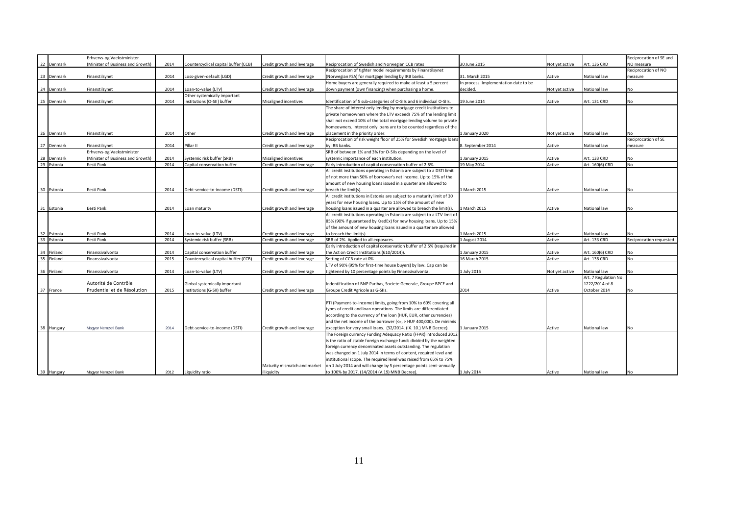| 22 | Denmark | Erhvervs-og Vaekstminister (Minister of Business and Growth) | 2014 | Countercyclical capital buffer (CCB) | Credit growth and leverage | Reciprocation of Swedish and Norwegian CCB rates | 30 June 2015 | Not yet active | Art. 136 CRD | Reciprocation of SE and NO measure |
|---|---|---|---|---|---|---|---|---|---|---|
| 23 | Denmark | Finanstilsynet | 2014 | Loss-given-default (LGD) | Credit growth and leverage | Reciprocation of tighter model requirements by Finanstilsynet (Norwegian FSA) for mortgage lending by IRB banks. | 31. March 2015 | Active | National law | Reciprocation of NO measure |
| 24 | Denmark | Finanstilsynet | 2014 | Loan-to-value (LTV) | Credit growth and leverage | Home buyers are generally required to make at least a 5 percent down payment (own financing) when purchasing a home. | In process. Implementation date to be decided. | Not yet active | National law | No |
| 25 | Denmark | Finanstilsynet | 2014 | Other systemically important institutions (O-SII) buffer | Misaligned incentives | Identification of 5 sub-categories of O-SIIs and 6 individual O-SIIs. | 19 June 2014 | Active | Art. 131 CRD | No |
| 26 | Denmark | Finanstilsynet | 2014 | Other | Credit growth and leverage | The share of interest only lending by mortgage credit institutions to private homeowners where the LTV exceeds 75% of the lending limit shall not exceed 10% of the total mortgsge lending volume to private homeowners. Interest only loans are to be counted regardless of the placement in the priority order. | 1 January 2020 | Not yet active | National law | No |
| 27 | Denmark | Finanstilsynet | 2014 | Pillar II | Credit growth and leverage | Reciprocation of risk weight floor of 25% for Swedish mortgage loans by IRB banks. | 8. September 2014 | Active | National law | Reciprocation of SE measure |
| 28 | Denmark | Erhvervs-og Vaekstminister (Minister of Business and Growth) | 2014 | Systemic risk buffer (SRB) | Misaligned incentives | SRB of between 1% and 3% for O-SIIs depending on the level of systemic importance of each institution. | 1 January 2015 | Active | Art. 133 CRD | No |
| 29 | Estonia | Eesti Pank | 2014 | Capital conservation buffer | Credit growth and leverage | Early introduction of capital conservation buffer of 2.5%. | 19 May 2014 | Active | Art. 160(6) CRD | No |
| 30 | Estonia | Eesti Pank | 2014 | Debt-service-to-income (DSTI) | Credit growth and leverage | All credit institutions operating in Estonia are subject to a DSTI limit of not more than 50% of borrower's net income. Up to 15% of the amount of new housing loans issued in a quarter are allowed to breach the limit(s). | 1 March 2015 | Active | National law | No |
| 31 | Estonia | Eesti Pank | 2014 | Loan maturity | Credit growth and leverage | All credit institutions in Estonia are subject to a maturity limit of 30 years for new housing loans. Up to 15% of the amount of new housing loans issued in a quarter are allowed to breach the limit(s). | 1 March 2015 | Active | National law | No |
| 32 | Estonia | Eesti Pank | 2014 | Loan-to-value (LTV) | Credit growth and leverage | All credit institutions operating in Estonia are subject to a LTV limit of 85% (90% if guaranteed by KredEx) for new housing loans. Up to 15% of the amount of new housing loans issued in a quarter are allowed to breach the limit(s). | 1 March 2015 | Active | National law | No |
| 33 | Estonia | Eesti Pank | 2014 | Systemic risk buffer (SRB) | Credit growth and leverage | SRB of 2%. Applied to all exposures. | 1 August 2014 | Active | Art. 133 CRD | Reciprocation requested |
| 34 | Finland | Finanssivalvonta | 2014 | Capital conservation buffer | Credit growth and leverage | Early introduction of capital conservation buffer of 2.5% (required in the Act on Credit Institutions (610/2014)). | 1 January 2015 | Active | Art. 160(6) CRD | No |
| 35 | Finland | Finanssivalvonta | 2015 | Countercyclical capital buffer (CCB) | Credit growth and leverage | Setting of CCB rate at 0%. | 16 March 2015 | Active | Art. 136 CRD | No |
| 36 | Finland | Finanssivalvonta | 2014 | Loan-to-value (LTV) | Credit growth and leverage | LTV of 90% (95% for first-time house buyers) by law. Cap can be tightened by 10 percentage points by Finanssivalvonta. | 1 July 2016 | Not yet active | National law | No |
| 37 | France | Autorité de Contrôle Prudentiel et de Résolution | 2015 | Global systemically important institutions (G-SII) buffer | Credit growth and leverage | Indentification of BNP Paribas, Societe Generale, Groupe BPCE and Groupe Credit Agricole as G-SIIs. | 2014 | Active | Art. 7 Regulation No. 1222/2014 of 8 October 2014 | No |
| 38 | Hungary | Magyar Nemzeti Bank | 2014 | Debt-service-to-income (DSTI) | Credit growth and leverage | PTI (Payment-to-income) limits, going from 10% to 60% covering all types of credit and loan operations. The limits are differentiated according to the currency of the loan (HUF, EUR, other currencies) and the net income of the borrower (<=, > HUF 400,000). De minimis exception for very small loans. (32/2014. (IX. 10.) MNB Decree). | 1 January 2015 | Active | National law | No |
| 39 | Hungary | Magyar Nemzeti Bank | 2012 | Liquidity ratio | Maturity mismatch and market illiquidity | The Foreign currency Funding Adequacy Ratio (FFAR) introduced 2012 is the ratio of stable foreign exchange funds divided by the weighted foreign currency denominated assets outstanding. The regulation was changed on 1 July 2014 in terms of content, required level and institutional scope. The required level was raised from 65% to 75% on 1 July 2014 and will change by 5 percentage points semi-annually to 100% by 2017. (14/2014 (V.19) MNB Decree). | 1 July 2014 | Active | National law | No |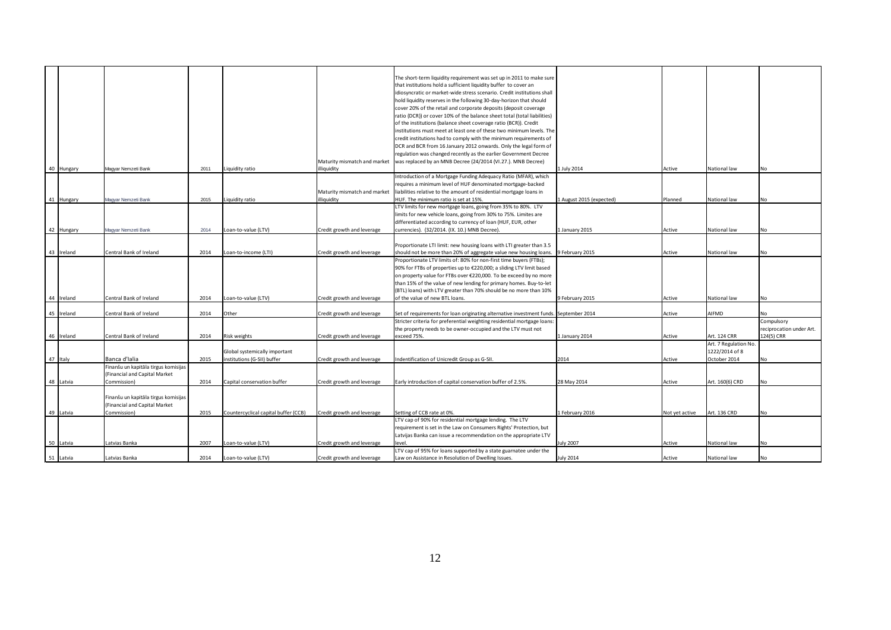| | | | | | | | | | | |
|---|---|---|---|---|---|---|---|---|---|---|
| 40 | Hungary | Magyar Nemzeti Bank | 2011 | Liquidity ratio | Maturity mismatch and market illiquidity | The short-term liquidity requirement was set up in 2011 to make sure that institutions hold a sufficient liquidity buffer to cover an idiosyncratic or market-wide stress scenario. Credit institutions shall hold liquidity reserves in the following 30-day-horizon that should cover 20% of the retail and corporate deposits (deposit coverage ratio (DCR)) or cover 10% of the balance sheet total (total liabilities) of the institutions (balance sheet coverage ratio (BCR)). Credit institutions must meet at least one of these two minimum levels. The credit institutions had to comply with the minimum requirements of DCR and BCR from 16 January 2012 onwards. Only the legal form of regulation was changed recently as the earlier Government Decree was replaced by an MNB Decree (24/2014 (VI.27.). MNB Decree) | 1 July 2014 | Active | National law | No |
| 41 | Hungary | Magyar Nemzeti Bank | 2015 | Liquidity ratio | Maturity mismatch and market illiquidity | Introduction of a Mortgage Funding Adequacy Ratio (MFAR), which requires a minimum level of HUF denominated mortgage-backed liabilities relative to the amount of residential mortgage loans in HUF. The minimum ratio is set at 15%. | 1 August 2015 (expected) | Planned | National law | No |
| 42 | Hungary | Magyar Nemzeti Bank | 2014 | Loan-to-value (LTV) | Credit growth and leverage | LTV limits for new mortgage loans, going from 35% to 80%. LTV limits for new vehicle loans, going from 30% to 75%. Limites are differentiated according to currency of loan (HUF, EUR, other currencies). (32/2014. (IX. 10.) MNB Decree). | 1 January 2015 | Active | National law | No |
| 43 | Ireland | Central Bank of Ireland | 2014 | Loan-to-income (LTI) | Credit growth and leverage | Proportionate LTI limit: new housing loans with LTI greater than 3.5 should not be more than 20% of aggregate value new housing loans. | 9 February 2015 | Active | National law | No |
| 44 | Ireland | Central Bank of Ireland | 2014 | Loan-to-value (LTV) | Credit growth and leverage | Proportionate LTV limits of: 80% for non-first time buyers (FTBs); 90% for FTBs of properties up to €220,000; a sliding LTV limit based on property value for FTBs over €220,000. To be exceed by no more than 15% of the value of new lending for primary homes. Buy-to-let (BTL) loans) with LTV greater than 70% should be no more than 10% of the value of new BTL loans. | 9 February 2015 | Active | National law | No |
| 45 | Ireland | Central Bank of Ireland | 2014 | Other | Credit growth and leverage | Set of requirements for loan originating alternative investment funds. | September 2014 | Active | AIFMD | No |
| 46 | Ireland | Central Bank of Ireland | 2014 | Risk weights | Credit growth and leverage | Stricter criteria for preferential weighting residential mortgage loans: the property needs to be owner-occupied and the LTV must not exceed 75%. | 1 January 2014 | Active | Art. 124 CRR | Compulsory reciprocation under Art. 124(5) CRR |
| 47 | Italy | Banca d'Ialia | 2015 | Global systemically important institutions (G-SII) buffer | Credit growth and leverage | Indentification of Unicredit Group as G-SII. | 2014 | Active | Art. 7 Regulation No. 1222/2014 of 8 October 2014 | No |
| 48 | Latvia | Finanšu un kapitāla tirgus komisijas (Financial and Capital Market Commission) | 2014 | Capital conservation buffer | Credit growth and leverage | Early introduction of capital conservation buffer of 2.5%. | 28 May 2014 | Active | Art. 160(6) CRD | No |
| 49 | Latvia | Finanšu un kapitāla tirgus komisijas (Financial and Capital Market Commission) | 2015 | Countercyclical capital buffer (CCB) | Credit growth and leverage | Setting of CCB rate at 0%. | 1 February 2016 | Not yet active | Art. 136 CRD | No |
| 50 | Latvia | Latvias Banka | 2007 | Loan-to-value (LTV) | Credit growth and leverage | LTV cap of 90% for residential mortgage lending. The LTV requirement is set in the Law on Consumers Rights' Protection, but Latvijas Banka can issue a recommendation on the appropriate LTV level. | July 2007 | Active | National law | No |
| 51 | Latvia | Latvias Banka | 2014 | Loan-to-value (LTV) | Credit growth and leverage | LTV cap of 95% for loans supported by a state guarnatee under the Law on Assistance in Resolution of Dwelling Issues. | July 2014 | Active | National law | No |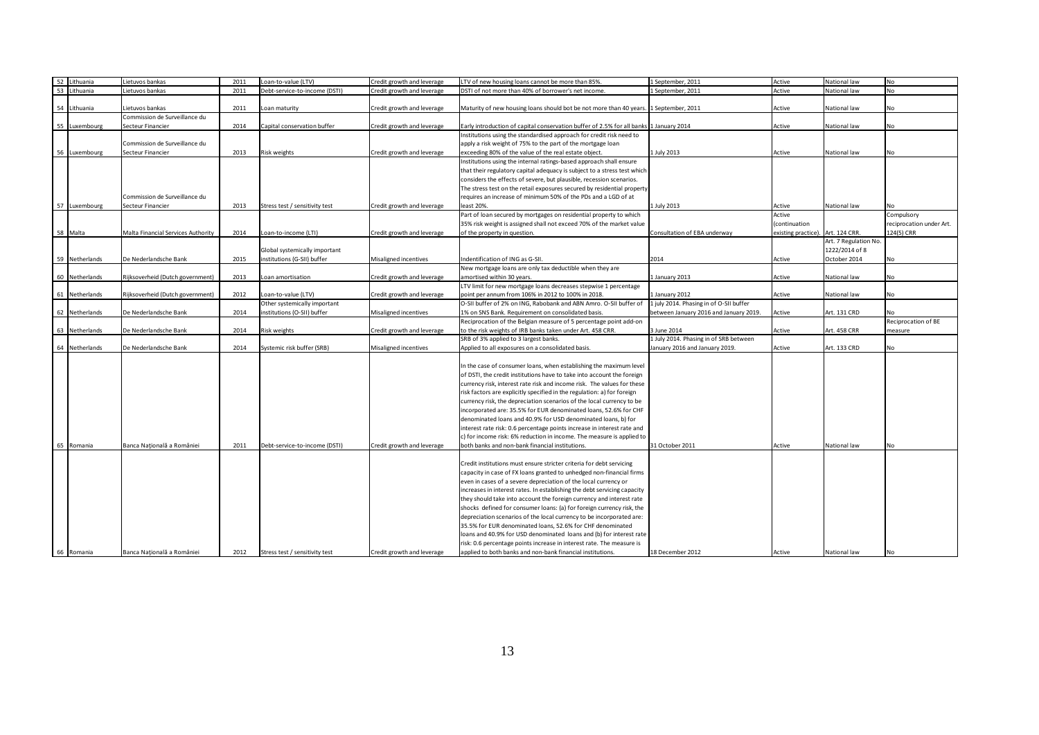| 52 | Lithuania | Lietuvos bankas | 2011 | Loan-to-value (LTV) | Credit growth and leverage | LTV of new housing loans cannot be more than 85%. | 1 September, 2011 | Active | National law | No |
|---|---|---|---|---|---|---|---|---|---|---|
| 53 | Lithuania | Lietuvos bankas | 2011 | Debt-service-to-income (DSTI) | Credit growth and leverage | DSTI of not more than 40% of borrower's net income. | 1 September, 2011 | Active | National law | No |
| 54 | Lithuania | Lietuvos bankas | 2011 | Loan maturity | Credit growth and leverage | Maturity of new housing loans should bot be not more than 40 years. | 1 September, 2011 | Active | National law | No |
| 55 | Luxembourg | Commission de Surveillance du Secteur Financier | 2014 | Capital conservation buffer | Credit growth and leverage | Early introduction of capital conservation buffer of 2.5% for all banks | 1 January 2014 | Active | National law | No |
| 56 | Luxembourg | Commission de Surveillance du Secteur Financier | 2013 | Risk weights | Credit growth and leverage | Institutions using the standardised approach for credit risk need to apply a risk weight of 75% to the part of the mortgage loan exceeding 80% of the value of the real estate object. | 1 July 2013 | Active | National law | No |
| 57 | Luxembourg | Commission de Surveillance du Secteur Financier | 2013 | Stress test / sensitivity test | Credit growth and leverage | Institutions using the internal ratings-based approach shall ensure that their regulatory capital adequacy is subject to a stress test which considers the effects of severe, but plausible, recession scenarios. The stress test on the retail exposures secured by residential property requires an increase of minimum 50% of the PDs and a LGD of at least 20%. | 1 July 2013 | Active | National law | No |
| 58 | Malta | Malta Financial Services Authority | 2014 | Loan-to-income (LTI) | Credit growth and leverage | Part of loan secured by mortgages on residential property to which 35% risk weight is assigned shall not exceed 70% of the market value of the property in question. | Consultation of EBA underway | Active (continuation existing practice). | Art. 124 CRR. | Compulsory reciprocation under Art. 124(5) CRR |
| 59 | Netherlands | De Nederlandsche Bank | 2015 | Global systemically important institutions (G-SII) buffer | Misaligned incentives | Indentification of ING as G-SII. | 2014 | Active | Art. 7 Regulation No. 1222/2014 of 8 October 2014 | No |
| 60 | Netherlands | Rijksoverheid (Dutch government) | 2013 | Loan amortisation | Credit growth and leverage | New mortgage loans are only tax deductible when they are amortised within 30 years. | 1 January 2013 | Active | National law | No |
| 61 | Netherlands | Rijksoverheid (Dutch government) | 2012 | Loan-to-value (LTV) | Credit growth and leverage | LTV limit for new mortgage loans decreases stepwise 1 percentage point per annum from 106% in 2012 to 100% in 2018. | 1 January 2012 | Active | National law | No |
| 62 | Netherlands | De Nederlandsche Bank | 2014 | Other systemically important institutions (O-SII) buffer | Misaligned incentives | O-SII buffer of 2% on ING, Rabobank and ABN Amro. O-SII buffer of 1% on SNS Bank. Requirement on consolidated basis. | 1 july 2014. Phasing in of O-SII buffer between January 2016 and January 2019. | Active | Art. 131 CRD | No |
| 63 | Netherlands | De Nederlandsche Bank | 2014 | Risk weights | Credit growth and leverage | Reciprocation of the Belgian measure of 5 percentage point add-on to the risk weights of IRB banks taken under Art. 458 CRR. | 3 June 2014 | Active | Art. 458 CRR | Reciprocation of BE measure |
| 64 | Netherlands | De Nederlandsche Bank | 2014 | Systemic risk buffer (SRB) | Misaligned incentives | SRB of 3% applied to 3 largest banks. Applied to all exposures on a consolidated basis. | 1 July 2014. Phasing in of SRB between January 2016 and January 2019. | Active | Art. 133 CRD | No |
| 65 | Romania | Banca Naţională a României | 2011 | Debt-service-to-income (DSTI) | Credit growth and leverage | In the case of consumer loans, when establishing the maximum level of DSTI, the credit institutions have to take into account the foreign currency risk, interest rate risk and income risk. The values for these risk factors are explicitly specified in the regulation: a) for foreign currency risk, the depreciation scenarios of the local currency to be incorporated are: 35.5% for EUR denominated loans, 52.6% for CHF denominated loans and 40.9% for USD denominated loans, b) for interest rate risk: 0.6 percentage points increase in interest rate and c) for income risk: 6% reduction in income. The measure is applied to both banks and non-bank financial institutions. | 31 October 2011 | Active | National law | No |
| 66 | Romania | Banca Naţională a României | 2012 | Stress test / sensitivity test | Credit growth and leverage | Credit institutions must ensure stricter criteria for debt servicing capacity in case of FX loans granted to unhedged non-financial firms even in cases of a severe depreciation of the local currency or increases in interest rates. In establishing the debt servicing capacity they should take into account the foreign currency and interest rate shocks defined for consumer loans: (a) for foreign currency risk, the depreciation scenarios of the local currency to be incorporated are: 35.5% for EUR denominated loans, 52.6% for CHF denominated loans and 40.9% for USD denominated loans and (b) for interest rate risk: 0.6 percentage points increase in interest rate. The measure is applied to both banks and non-bank financial institutions. | 18 December 2012 | Active | National law | No |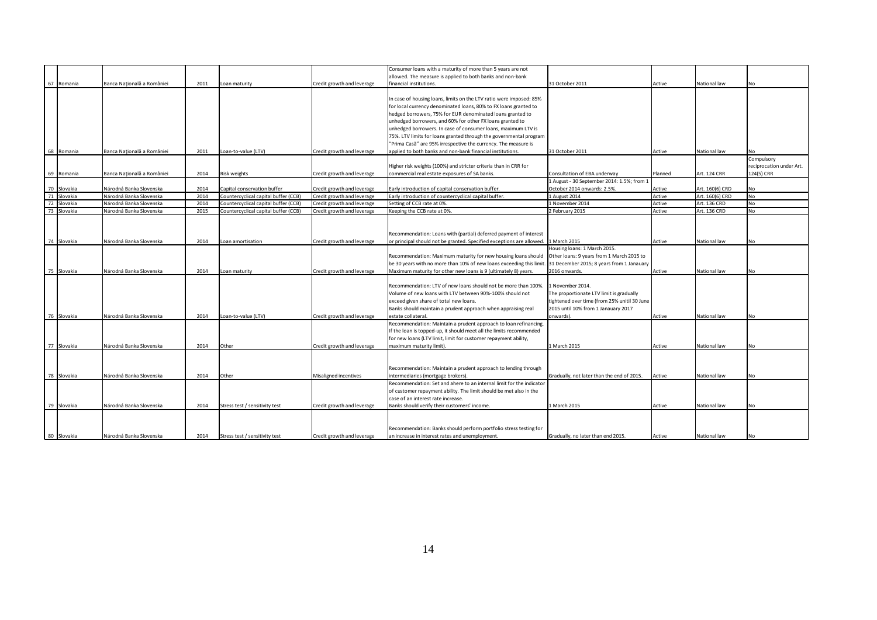| | | | | | | | | | |
|---|---|---|---|---|---|---|---|---|---|
| 67 | Romania | Banca Naţională a României | 2011 | Loan maturity | Credit growth and leverage | Consumer loans with a maturity of more than 5 years are not allowed. The measure is applied to both banks and non-bank financial institutions. | 31 October 2011 | Active | National law | No |
| 68 | Romania | Banca Naţională a României | 2011 | Loan-to-value (LTV) | Credit growth and leverage | In case of housing loans, limits on the LTV ratio were imposed: 85% for local currency denominated loans, 80% to FX loans granted to hedged borrowers, 75% for EUR denominated loans granted to unhedged borrowers, and 60% for other FX loans granted to unhedged borrowers. In case of consumer loans, maximum LTV is 75%. LTV limits for loans granted through the governmental program "Prima Casă" are 95% irrespective the currency. The measure is applied to both banks and non-bank financial institutions. | 31 October 2011 | Active | National law | No |
| 69 | Romania | Banca Naţională a României | 2014 | Risk weights | Credit growth and leverage | Higher risk weights (100%) and stricter criteria than in CRR for commercial real estate exposures of SA banks. | Consultation of EBA underway | Planned | Art. 124 CRR | Compulsory reciprocation under Art. 124(5) CRR |
| 70 | Slovakia | Národná Banka Slovenska | 2014 | Capital conservation buffer | Credit growth and leverage | Early introduction of capital conservation buffer. | 1 August - 30 September 2014: 1.5%; from 1 October 2014 onwards: 2.5%. | Active | Art. 160(6) CRD | No |
| 71 | Slovakia | Národná Banka Slovenska | 2014 | Countercyclical capital buffer (CCB) | Credit growth and leverage | Early introduction of countercyclical capital buffer. | 1 August 2014 | Active | Art. 160(6) CRD | No |
| 72 | Slovakia | Národná Banka Slovenska | 2014 | Countercyclical capital buffer (CCB) | Credit growth and leverage | Setting of CCB rate at 0%. | 1 November 2014 | Active | Art. 136 CRD | No |
| 73 | Slovakia | Národná Banka Slovenska | 2015 | Countercyclical capital buffer (CCB) | Credit growth and leverage | Keeping the CCB rate at 0%. | 2 February 2015 | Active | Art. 136 CRD | No |
| 74 | Slovakia | Národná Banka Slovenska | 2014 | Loan amortisation | Credit growth and leverage | Recommendation: Loans with (partial) deferred payment of interest or principal should not be granted. Specified exceptions are allowed. | 1 March 2015 | Active | National law | No |
| 75 | Slovakia | Národná Banka Slovenska | 2014 | Loan maturity | Credit growth and leverage | Recommendation: Maximum maturity for new housing loans should be 30 years with no more than 10% of new loans exceeding this limit. Maximum maturity for other new loans is 9 (ultimately 8) years. | Housing loans: 1 March 2015. Other loans: 9 years from 1 March 2015 to 31 December 2015; 8 years from 1 Janauary 2016 onwards. | Active | National law | No |
| 76 | Slovakia | Národná Banka Slovenska | 2014 | Loan-to-value (LTV) | Credit growth and leverage | Recommendation: LTV of new loans should not be more than 100%. Volume of new loans with LTV between 90%-100% should not exceed given share of total new loans. Banks should maintain a prudent approach when appraising real estate collateral. | 1 November 2014. The proportionate LTV limit is gradually tightened over time (from 25% unitil 30 June 2015 until 10% from 1 Janauary 2017 onwards). | Active | National law | No |
| 77 | Slovakia | Národná Banka Slovenska | 2014 | Other | Credit growth and leverage | Recommendation: Maintain a prudent approach to loan refinancing. If the loan is topped-up, it should meet all the limits recommended for new loans (LTV limit, limit for customer repayment ability, maximum maturity limit). | 1 March 2015 | Active | National law | No |
| 78 | Slovakia | Národná Banka Slovenska | 2014 | Other | Misaligned incentives | Recommendation: Maintain a prudent approach to lending through intermediaries (mortgage brokers). | Gradually, not later than the end of 2015. | Active | National law | No |
| 79 | Slovakia | Národná Banka Slovenska | 2014 | Stress test / sensitivity test | Credit growth and leverage | Recommendation: Set and ahere to an internal limit for the indicator of customer repayment ability. The limit should be met also in the case of an interest rate increase. Banks should verify their customers' income. | 1 March 2015 | Active | National law | No |
| 80 | Slovakia | Národná Banka Slovenska | 2014 | Stress test / sensitivity test | Credit growth and leverage | Recommendation: Banks should perform portfolio stress testing for an increase in interest rates and unemployment. | Gradually, no later than end 2015. | Active | National law | No |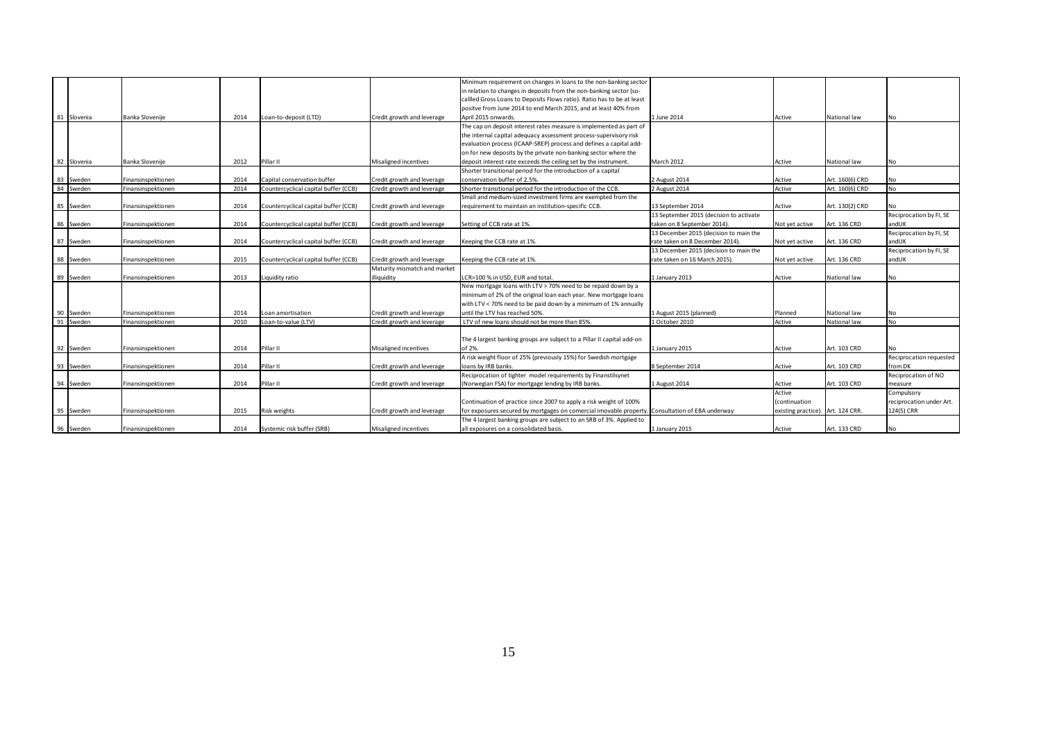| | | | | | | | | | | |
|---|---|---|---|---|---|---|---|---|---|---|
| 81 | Slovenia | Banka Slovenije | 2014 | Loan-to-deposit (LTD) | Credit growth and leverage | Minimum requirement on changes in loans to the non-banking sector in relation to changes in deposits from the non-banking sector (so-callled Gross Loans to Deposits Flows ratio). Ratio has to be at least positve from June 2014 to end March 2015, and at least 40% from April 2015 onwards. | 1 June 2014 | Active | National law | No |
| 82 | Slovenia | Banka Slovenije | 2012 | Pillar II | Misaligned incentives | The cap on deposit interest rates measure is implemented as part of the internal capital adequacy assessment process-supervisory risk evaluation process (ICAAP-SREP) process and defines a capital add-on for new deposits by the private non-banking sector where the deposit interest rate exceeds the ceiling set by the instrument. | March 2012 | Active | National law | No |
| 83 | Sweden | Finansinspektionen | 2014 | Capital conservation buffer | Credit growth and leverage | Shorter transitional period for the introduction of a capital conservation buffer of 2.5%. | 2 August 2014 | Active | Art. 160(6) CRD | No |
| 84 | Sweden | Finansinspektionen | 2014 | Countercyclical capital buffer (CCB) | Credit growth and leverage | Shorter transitional period for the introduction of the CCB. | 2 August 2014 | Active | Art. 160(6) CRD | No |
| 85 | Sweden | Finansinspektionen | 2014 | Countercyclical capital buffer (CCB) | Credit growth and leverage | Small and medium-sized investment firms are exempted from the requirement to maintain an institution-specific CCB. | 13 September 2014 | Active | Art. 130(2) CRD | No |
| 86 | Sweden | Finansinspektionen | 2014 | Countercyclical capital buffer (CCB) | Credit growth and leverage | Setting of CCB rate at 1%. | 13 September 2015 (decision to activate taken on 8 September 2014). | Not yet active | Art. 136 CRD | Reciprocation by FI, SE andUK |
| 87 | Sweden | Finansinspektionen | 2014 | Countercyclical capital buffer (CCB) | Credit growth and leverage | Keeping the CCB rate at 1%. | 13 December 2015 (decision to main the rate taken on 8 December 2014). | Not yet active | Art. 136 CRD | Reciprocation by FI, SE andUK |
| 88 | Sweden | Finansinspektionen | 2015 | Countercyclical capital buffer (CCB) | Credit growth and leverage | Keeping the CCB rate at 1%. | 13 December 2015 (decision to main the rate taken on 16 March 2015). | Not yet active | Art. 136 CRD | Reciprocation by FI, SE andUK |
| 89 | Sweden | Finansinspektionen | 2013 | Liquidity ratio | Maturity mismatch and market illiquidity | LCR>100 % in USD, EUR and total. | 1 January 2013 | Active | National law | No |
| 90 | Sweden | Finansinspektionen | 2014 | Loan amortisation | Credit growth and leverage | New mortgage loans with LTV > 70% need to be repaid down by a minimum of 2% of the original loan each year. New mortgage loans with LTV < 70% need to be paid down by a minimum of 1% annually until the LTV has reached 50%. | 1 August 2015 (planned) | Planned | National law | No |
| 91 | Sweden | Finansinspektionen | 2010 | Loan-to-value (LTV) | Credit growth and leverage | LTV of new loans should not be more than 85%. | 1 October 2010 | Active | National law | No |
| 92 | Sweden | Finansinspektionen | 2014 | Pillar II | Misaligned incentives | The 4 largest banking groups are subject to a Pillar II capital add-on of 2%. | 1 January 2015 | Active | Art. 103 CRD | No |
| 93 | Sweden | Finansinspektionen | 2014 | Pillar II | Credit growth and leverage | A risk weight floor of 25% (previously 15%) for Swedish mortgage loans by IRB banks. | 8 September 2014 | Active | Art. 103 CRD | Reciprocation requested from DK |
| 94 | Sweden | Finansinspektionen | 2014 | Pillar II | Credit growth and leverage | Reciprocation of tighter model requirements by Finanstilsynet (Norwegian FSA) for mortgage lending by IRB banks. | 1 August 2014 | Active | Art. 103 CRD | Reciprocation of NO measure |
| 95 | Sweden | Finansinspektionen | 2015 | Risk weights | Credit growth and leverage | Continuation of practice since 2007 to apply a risk weight of 100% for exposures secured by mortgages on comercial imovable property. | Consultation of EBA underway | Active (continuation existing practice). | Art. 124 CRR. | Compulsory reciprocation under Art. 124(5) CRR |
| 96 | Sweden | Finansinspektionen | 2014 | Systemic risk buffer (SRB) | Misaligned incentives | The 4 largest banking groups are subject to an SRB of 3%. Applied to all exposures on a consolidated basis. | 1 January 2015 | Active | Art. 133 CRD | No |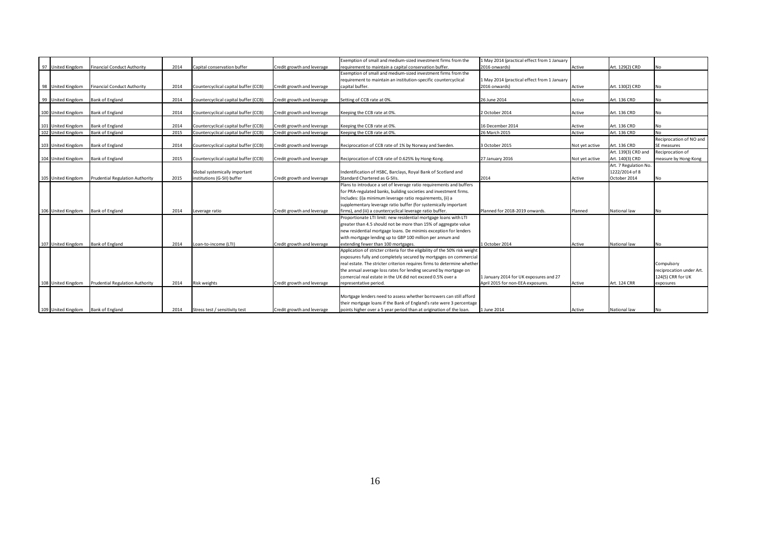| 97 | United Kingdom | Financial Conduct Authority | 2014 | Capital conservation buffer | Credit growth and leverage | Exemption of small and medium-sized investment firms from the requirement to maintain a capital conservation buffer. | 1 May 2014 (practical effect from 1 January 2016 onwards) | Active | Art. 129(2) CRD | No |
|---|---|---|---|---|---|---|---|---|---|---|
| 98 | United Kingdom | Financial Conduct Authority | 2014 | Countercyclical capital buffer (CCB) | Credit growth and leverage | Exemption of small and medium-sized investment firms from the requirement to maintain an institution-specific countercyclical capital buffer. | 1 May 2014 (practical effect from 1 January 2016 onwards) | Active | Art. 130(2) CRD | No |
| 99 | United Kingdom | Bank of England | 2014 | Countercyclical capital buffer (CCB) | Credit growth and leverage | Setting of CCB rate at 0%. | 26 June 2014 | Active | Art. 136 CRD | No |
| 100 | United Kingdom | Bank of England | 2014 | Countercyclical capital buffer (CCB) | Credit growth and leverage | Keeping the CCB rate at 0%. | 2 October 2014 | Active | Art. 136 CRD | No |
| 101 | United Kingdom | Bank of England | 2014 | Countercyclical capital buffer (CCB) | Credit growth and leverage | Keeping the CCB rate at 0%. | 16 December 2014 | Active | Art. 136 CRD | No |
| 102 | United Kingdom | Bank of England | 2015 | Countercyclical capital buffer (CCB) | Credit growth and leverage | Keeping the CCB rate at 0%. | 26 March 2015 | Active | Art. 136 CRD | No |
| 103 | United Kingdom | Bank of England | 2014 | Countercyclical capital buffer (CCB) | Credit growth and leverage | Reciprocation of CCB rate of 1% by Norway and Sweden. | 3 October 2015 | Not yet active | Art. 136 CRD | Reciprocation of NO and SE measures |
| 104 | United Kingdom | Bank of England | 2015 | Countercyclical capital buffer (CCB) | Credit growth and leverage | Reciprocation of CCB rate of 0.625% by Hong-Kong. | 27 January 2016 | Not yet active | Art. 139(3) CRD and Art. 140(3) CRD | Reciprocation of measure by Hong-Kong |
| 105 | United Kingdom | Prudential Regulation Authority | 2015 | Global systemically important institutions (G-SII) buffer | Credit growth and leverage | Indentification of HSBC, Barclays, Royal Bank of Scotland and Standard Chartered as G-SIIs. | 2014 | Active | Art. 7 Regulation No. 1222/2014 of 8 October 2014 | No |
| 106 | United Kingdom | Bank of England | 2014 | Leverage ratio | Credit growth and leverage | Plans to introduce a set of leverage ratio requirements and buffers for PRA-regulated banks, building societies and investment firms. Includes: (i)a minimum leverage ratio requirements, (ii) a supplementary leverage ratio buffer (for systemically important firms), and (iii) a countercyclical leverage ratio buffer. | Planned for 2018-2019 onwards. | Planned | National law | No |
| 107 | United Kingdom | Bank of England | 2014 | Loan-to-income (LTI) | Credit growth and leverage | Proportionate LTI limit: new residential mortgage loans with LTI greater than 4.5 should not be more than 15% of aggregate value new residential mortgage loans. De minimis exception for lenders with mortgage lending up to GBP 100 million per annum and extending fewer than 100 mortgages. | 1 October 2014 | Active | National law | No |
| 108 | United Kingdom | Prudential Regulation Authority | 2014 | Risk weights | Credit growth and leverage | Application of stricter criteria for the eligibility of the 50% risk weight exposures fully and completely secured by mortgages on commercial real estate. The stricter criterion requires firms to determine whether the annual average loss rates for lending secured by mortgage on comercial real estate in the UK did not exceed 0.5% over a representative period. | 1 January 2014 for UK exposures and 27 April 2015 for non-EEA exposures. | Active | Art. 124 CRR | Compulsory reciprocation under Art. 124(5) CRR for UK exposures |
| 109 | United Kingdom | Bank of England | 2014 | Stress test / sensitivity test | Credit growth and leverage | Mortgage lenders need to assess whether borrowers can still afford their mortgage loans if the Bank of England's rate were 3 percentage points higher over a 5 year period than at origination of the loan. | 1 June 2014 | Active | National law | No |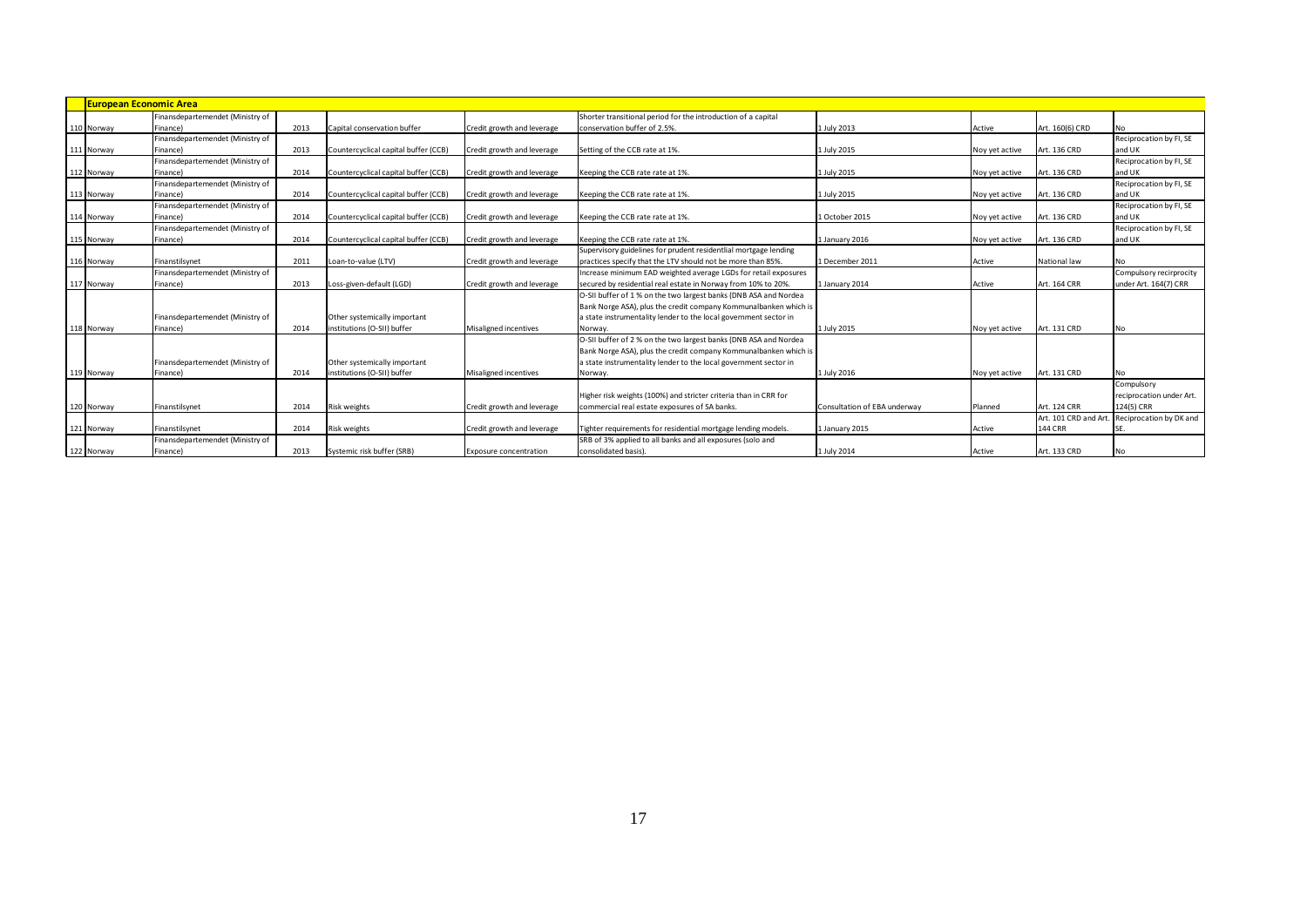| | | | | | | | | | | |
|---|---|---|---|---|---|---|---|---|---|---|
| **European Economic Area** | | | | | | | | | | |
| 110 | Norway | Finansdepartementet (Ministry of Finance) | 2013 | Capital conservation buffer | Credit growth and leverage | Shorter transitional period for the introduction of a capital conservation buffer of 2.5%. | 1 July 2013 | Active | Art. 160(6) CRD | No |
| 111 | Norway | Finansdepartementet (Ministry of Finance) | 2013 | Countercyclical capital buffer (CCB) | Credit growth and leverage | Setting of the CCB rate at 1%. | 1 July 2015 | Noy yet active | Art. 136 CRD | Reciprocation by FI, SE and UK |
| 112 | Norway | Finansdepartementet (Ministry of Finance) | 2014 | Countercyclical capital buffer (CCB) | Credit growth and leverage | Keeping the CCB rate at 1%. | 1 July 2015 | Noy yet active | Art. 136 CRD | Reciprocation by FI, SE and UK |
| 113 | Norway | Finansdepartementet (Ministry of Finance) | 2014 | Countercyclical capital buffer (CCB) | Credit growth and leverage | Keeping the CCB rate at 1%. | 1 July 2015 | Noy yet active | Art. 136 CRD | Reciprocation by FI, SE and UK |
| 114 | Norway | Finansdepartementet (Ministry of Finance) | 2014 | Countercyclical capital buffer (CCB) | Credit growth and leverage | Keeping the CCB rate at 1%. | 1 October 2015 | Noy yet active | Art. 136 CRD | Reciprocation by FI, SE and UK |
| 115 | Norway | Finansdepartementet (Ministry of Finance) | 2014 | Countercyclical capital buffer (CCB) | Credit growth and leverage | Keeping the CCB rate at 1%. | 1 January 2016 | Noy yet active | Art. 136 CRD | Reciprocation by FI, SE and UK |
| 116 | Norway | Finanstilsynet | 2011 | Loan-to-value (LTV) | Credit growth and leverage | Supervisory guidelines for prudent residentlial mortgage lending practices specify that the LTV should not be more than 85%. | 1 December 2011 | Active | National law | No |
| 117 | Norway | Finansdepartementet (Ministry of Finance) | 2013 | Loss-given-default (LGD) | Credit growth and leverage | Increase minimum EAD weighted average LGDs for retail exposures secured by residential real estate in Norway from 10% to 20%. | 1 January 2014 | Active | Art. 164 CRR | Compulsory recirprocity under Art. 164(7) CRR |
| 118 | Norway | Finansdepartementet (Ministry of Finance) | 2014 | Other systemically important institutions (O-SII) buffer | Misaligned incentives | O-SII buffer of 1 % on the two largest banks (DNB ASA and Nordea Bank Norge ASA), plus the credit company Kommunalbanken which is a state instrumentality lender to the local government sector in Norway. | 1 July 2015 | Noy yet active | Art. 131 CRD | No |
| 119 | Norway | Finansdepartementet (Ministry of Finance) | 2014 | Other systemically important institutions (O-SII) buffer | Misaligned incentives | O-SII buffer of 2 % on the two largest banks (DNB ASA and Nordea Bank Norge ASA), plus the credit company Kommunalbanken which is a state instrumentality lender to the local government sector in Norway. | 1 July 2016 | Noy yet active | Art. 131 CRD | No |
| 120 | Norway | Finanstilsynet | 2014 | Risk weights | Credit growth and leverage | Higher risk weights (100%) and stricter criteria than in CRR for commercial real estate exposures of SA banks. | Consultation of EBA underway | Planned | Art. 124 CRR | Compulsory reciprocation under Art. 124(5) CRR |
| 121 | Norway | Finanstilsynet | 2014 | Risk weights | Credit growth and leverage | Tighter requirements for residential mortgage lending models. | 1 January 2015 | Active | Art. 101 CRD and Art. 144 CRR | Reciprocation by DK and SE. |
| 122 | Norway | Finansdepartementet (Ministry of Finance) | 2013 | Systemic risk buffer (SRB) | Exposure concentration | SRB of 3% applied to all banks and all exposures (solo and consolidated basis). | 1 July 2014 | Active | Art. 133 CRD | No |